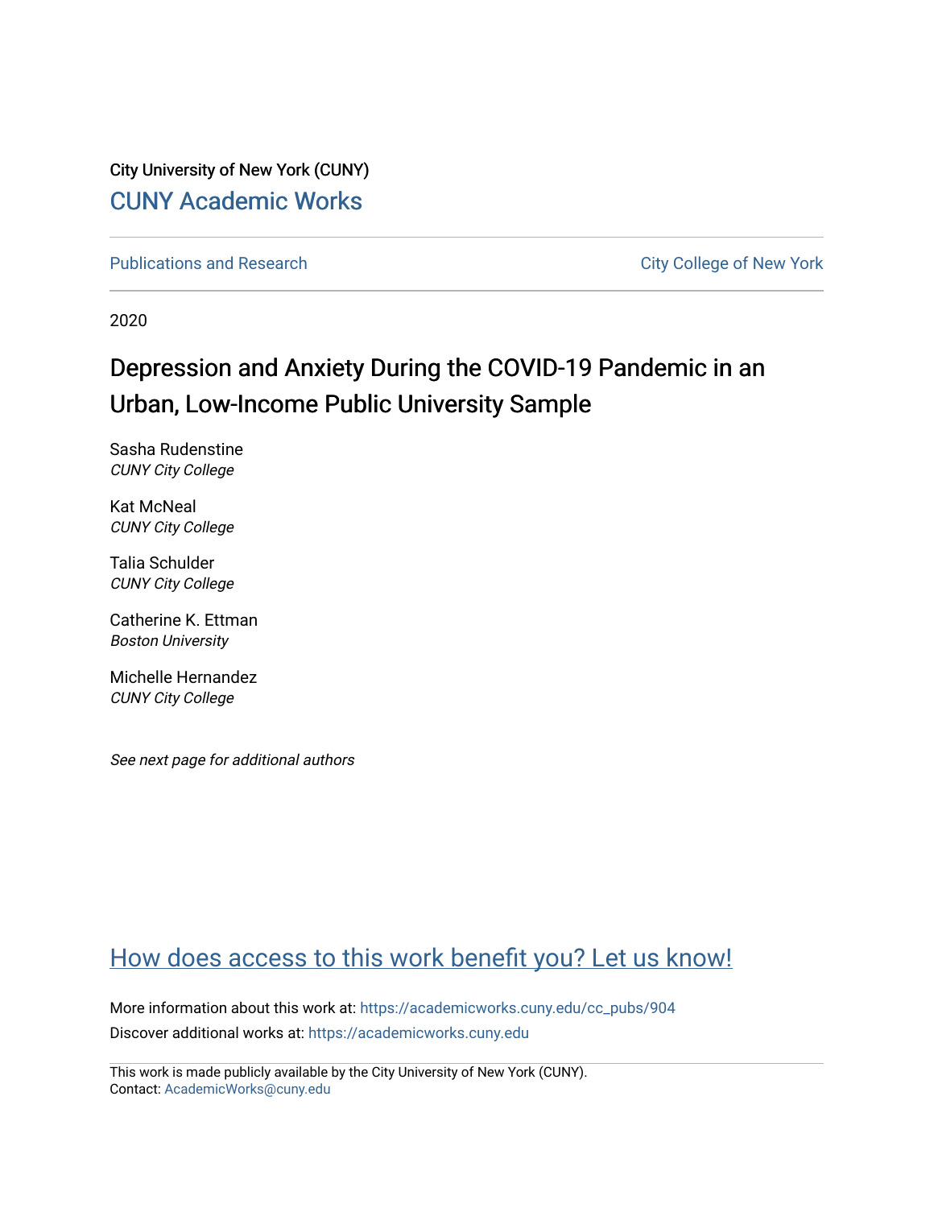City University of New York (CUNY)

CUNY Academic Works

Publications and Research

City College of New York

2020

# Depression and Anxiety During the COVID-19 Pandemic in an Urban, Low-Income Public University Sample

Sasha Rudenstine
*CUNY City College*

Kat McNeal
*CUNY City College*

Talia Schulder
*CUNY City College*

Catherine K. Ettman
*Boston University*

Michelle Hernandez
*CUNY City College*

*See next page for additional authors*

How does access to this work benefit you? Let us know!

More information about this work at: https://academicworks.cuny.edu/cc_pubs/904

Discover additional works at: https://academicworks.cuny.edu

This work is made publicly available by the City University of New York (CUNY).
Contact: AcademicWorks@cuny.edu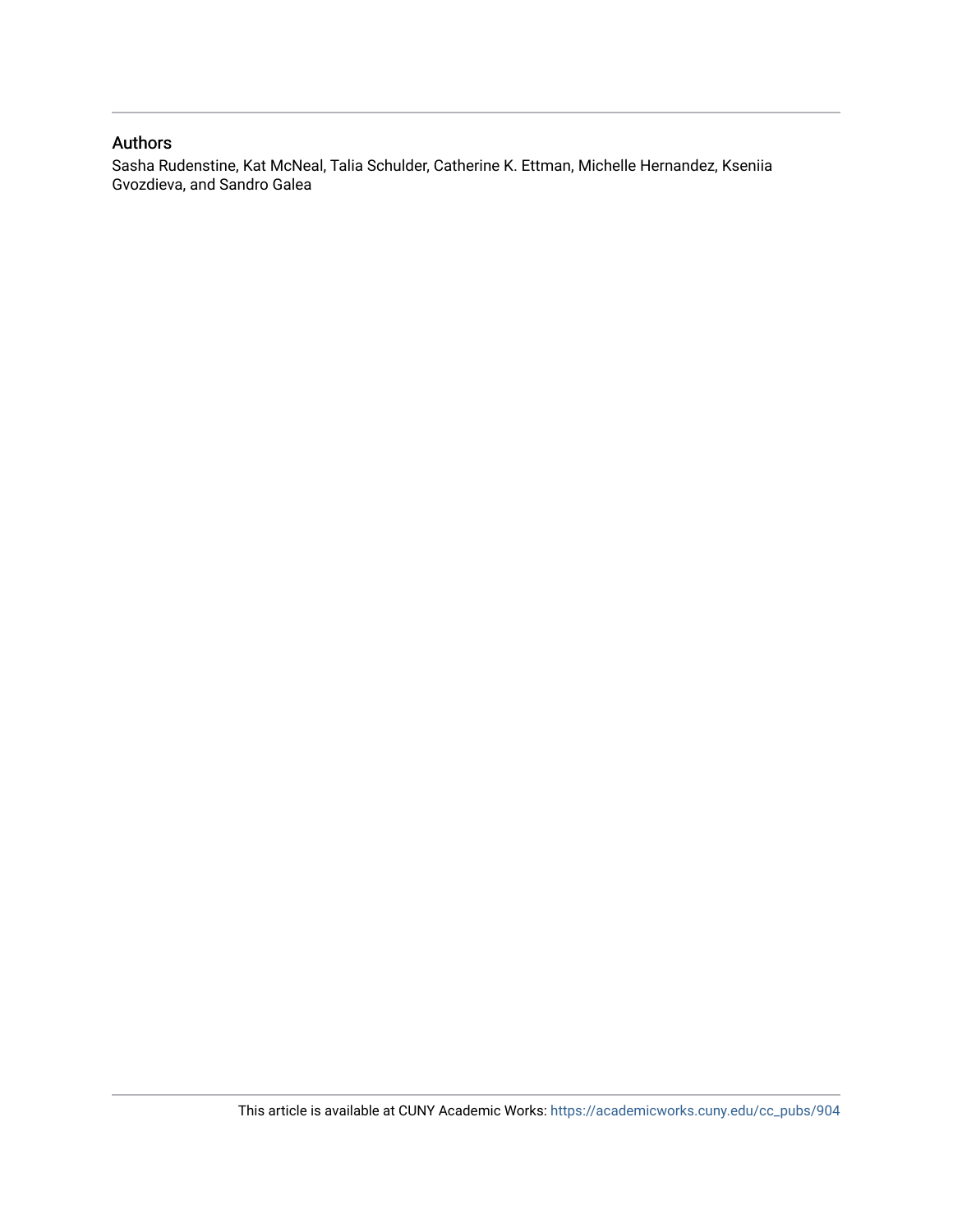## Authors

Sasha Rudenstine, Kat McNeal, Talia Schulder, Catherine K. Ettman, Michelle Hernandez, Kseniia Gvozdieva, and Sandro Galea

This article is available at CUNY Academic Works: https://academicworks.cuny.edu/cc_pubs/904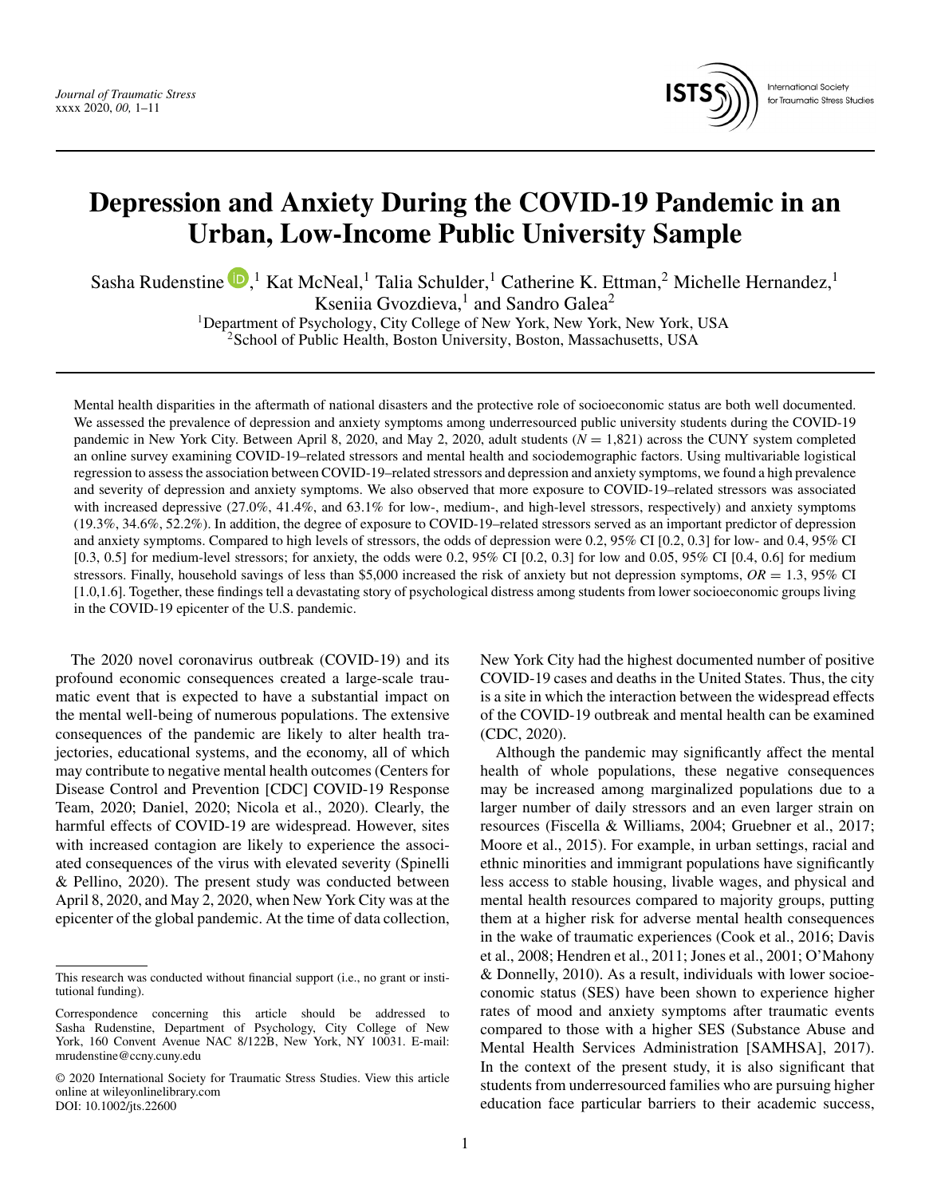# Depression and Anxiety During the COVID-19 Pandemic in an Urban, Low-Income Public University Sample

Sasha Rudenstine[1], Kat McNeal[1], Talia Schulder[1], Catherine K. Ettman[2], Michelle Hernandez[1], Kseniia Gvozdieva[1], and Sandro Galea[2]

[1]Department of Psychology, City College of New York, New York, New York, USA
[2]School of Public Health, Boston University, Boston, Massachusetts, USA

Mental health disparities in the aftermath of national disasters and the protective role of socioeconomic status are both well documented. We assessed the prevalence of depression and anxiety symptoms among underresourced public university students during the COVID-19 pandemic in New York City. Between April 8, 2020, and May 2, 2020, adult students ($N$ = 1,821) across the CUNY system completed an online survey examining COVID-19–related stressors and mental health and sociodemographic factors. Using multivariable logistical regression to assess the association between COVID-19–related stressors and depression and anxiety symptoms, we found a high prevalence and severity of depression and anxiety symptoms. We also observed that more exposure to COVID-19–related stressors was associated with increased depressive (27.0%, 41.4%, and 63.1% for low-, medium-, and high-level stressors, respectively) and anxiety symptoms (19.3%, 34.6%, 52.2%). In addition, the degree of exposure to COVID-19–related stressors served as an important predictor of depression and anxiety symptoms. Compared to high levels of stressors, the odds of depression were 0.2, 95% CI [0.2, 0.3] for low- and 0.4, 95% CI [0.3, 0.5] for medium-level stressors; for anxiety, the odds were 0.2, 95% CI [0.2, 0.3] for low and 0.05, 95% CI [0.4, 0.6] for medium stressors. Finally, household savings of less than $5,000 increased the risk of anxiety but not depression symptoms, $OR$ = 1.3, 95% CI [1.0,1.6]. Together, these findings tell a devastating story of psychological distress among students from lower socioeconomic groups living in the COVID-19 epicenter of the U.S. pandemic.

The 2020 novel coronavirus outbreak (COVID-19) and its profound economic consequences created a large-scale traumatic event that is expected to have a substantial impact on the mental well-being of numerous populations. The extensive consequences of the pandemic are likely to alter health trajectories, educational systems, and the economy, all of which may contribute to negative mental health outcomes (Centers for Disease Control and Prevention [CDC] COVID-19 Response Team, 2020; Daniel, 2020; Nicola et al., 2020). Clearly, the harmful effects of COVID-19 are widespread. However, sites with increased contagion are likely to experience the associated consequences of the virus with elevated severity (Spinelli & Pellino, 2020). The present study was conducted between April 8, 2020, and May 2, 2020, when New York City was at the epicenter of the global pandemic. At the time of data collection, New York City had the highest documented number of positive COVID-19 cases and deaths in the United States. Thus, the city is a site in which the interaction between the widespread effects of the COVID-19 outbreak and mental health can be examined (CDC, 2020).

Although the pandemic may significantly affect the mental health of whole populations, these negative consequences may be increased among marginalized populations due to a larger number of daily stressors and an even larger strain on resources (Fiscella & Williams, 2004; Gruebner et al., 2017; Moore et al., 2015). For example, in urban settings, racial and ethnic minorities and immigrant populations have significantly less access to stable housing, livable wages, and physical and mental health resources compared to majority groups, putting them at a higher risk for adverse mental health consequences in the wake of traumatic experiences (Cook et al., 2016; Davis et al., 2008; Hendren et al., 2011; Jones et al., 2001; O'Mahony & Donnelly, 2010). As a result, individuals with lower socioeconomic status (SES) have been shown to experience higher rates of mood and anxiety symptoms after traumatic events compared to those with a higher SES (Substance Abuse and Mental Health Services Administration [SAMHSA], 2017). In the context of the present study, it is also significant that students from underresourced families who are pursuing higher education face particular barriers to their academic success,

This research was conducted without financial support (i.e., no grant or institutional funding).

Correspondence concerning this article should be addressed to Sasha Rudenstine, Department of Psychology, City College of New York, 160 Convent Avenue NAC 8/122B, New York, NY 10031. E-mail: mrudenstine@ccny.cuny.edu

© 2020 International Society for Traumatic Stress Studies. View this article online at wileyonlinelibrary.com
DOI: 10.1002/jts.22600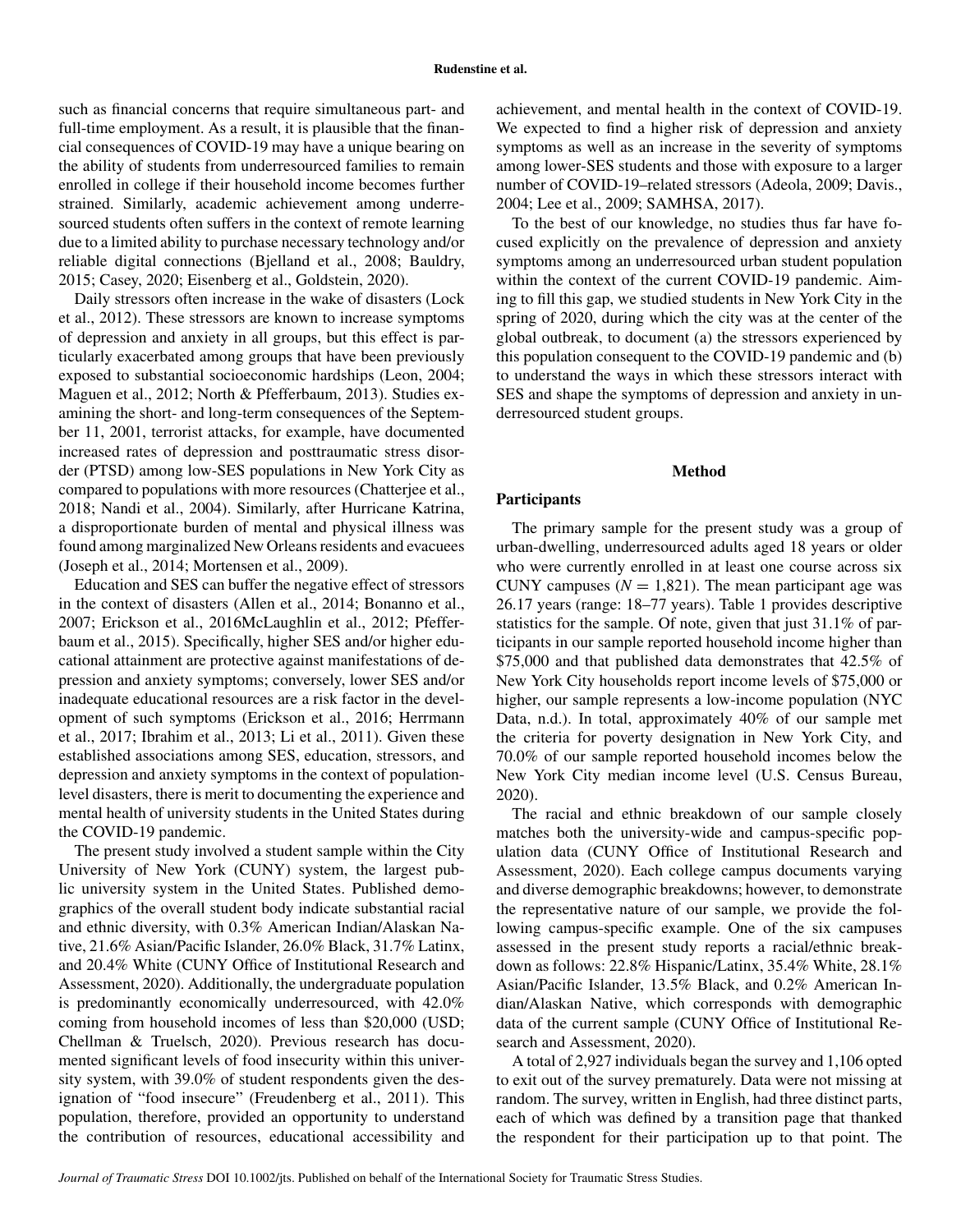such as financial concerns that require simultaneous part- and full-time employment. As a result, it is plausible that the financial consequences of COVID-19 may have a unique bearing on the ability of students from underresourced families to remain enrolled in college if their household income becomes further strained. Similarly, academic achievement among underresourced students often suffers in the context of remote learning due to a limited ability to purchase necessary technology and/or reliable digital connections (Bjelland et al., 2008; Bauldry, 2015; Casey, 2020; Eisenberg et al., Goldstein, 2020).

Daily stressors often increase in the wake of disasters (Lock et al., 2012). These stressors are known to increase symptoms of depression and anxiety in all groups, but this effect is particularly exacerbated among groups that have been previously exposed to substantial socioeconomic hardships (Leon, 2004; Maguen et al., 2012; North & Pfefferbaum, 2013). Studies examining the short- and long-term consequences of the September 11, 2001, terrorist attacks, for example, have documented increased rates of depression and posttraumatic stress disorder (PTSD) among low-SES populations in New York City as compared to populations with more resources (Chatterjee et al., 2018; Nandi et al., 2004). Similarly, after Hurricane Katrina, a disproportionate burden of mental and physical illness was found among marginalized New Orleans residents and evacuees (Joseph et al., 2014; Mortensen et al., 2009).

Education and SES can buffer the negative effect of stressors in the context of disasters (Allen et al., 2014; Bonanno et al., 2007; Erickson et al., 2016McLaughlin et al., 2012; Pfefferbaum et al., 2015). Specifically, higher SES and/or higher educational attainment are protective against manifestations of depression and anxiety symptoms; conversely, lower SES and/or inadequate educational resources are a risk factor in the development of such symptoms (Erickson et al., 2016; Herrmann et al., 2017; Ibrahim et al., 2013; Li et al., 2011). Given these established associations among SES, education, stressors, and depression and anxiety symptoms in the context of population-level disasters, there is merit to documenting the experience and mental health of university students in the United States during the COVID-19 pandemic.

The present study involved a student sample within the City University of New York (CUNY) system, the largest public university system in the United States. Published demographics of the overall student body indicate substantial racial and ethnic diversity, with 0.3% American Indian/Alaskan Native, 21.6% Asian/Pacific Islander, 26.0% Black, 31.7% Latinx, and 20.4% White (CUNY Office of Institutional Research and Assessment, 2020). Additionally, the undergraduate population is predominantly economically underresourced, with 42.0% coming from household incomes of less than $20,000 (USD; Chellman & Truelsch, 2020). Previous research has documented significant levels of food insecurity within this university system, with 39.0% of student respondents given the designation of "food insecure" (Freudenberg et al., 2011). This population, therefore, provided an opportunity to understand the contribution of resources, educational accessibility and achievement, and mental health in the context of COVID-19. We expected to find a higher risk of depression and anxiety symptoms as well as an increase in the severity of symptoms among lower-SES students and those with exposure to a larger number of COVID-19–related stressors (Adeola, 2009; Davis., 2004; Lee et al., 2009; SAMHSA, 2017).

To the best of our knowledge, no studies thus far have focused explicitly on the prevalence of depression and anxiety symptoms among an underresourced urban student population within the context of the current COVID-19 pandemic. Aiming to fill this gap, we studied students in New York City in the spring of 2020, during which the city was at the center of the global outbreak, to document (a) the stressors experienced by this population consequent to the COVID-19 pandemic and (b) to understand the ways in which these stressors interact with SES and shape the symptoms of depression and anxiety in underresourced student groups.

## Method

### Participants

The primary sample for the present study was a group of urban-dwelling, underresourced adults aged 18 years or older who were currently enrolled in at least one course across six CUNY campuses ($N = 1,821$). The mean participant age was 26.17 years (range: 18–77 years). Table 1 provides descriptive statistics for the sample. Of note, given that just 31.1% of participants in our sample reported household income higher than $75,000 and that published data demonstrates that 42.5% of New York City households report income levels of $75,000 or higher, our sample represents a low-income population (NYC Data, n.d.). In total, approximately 40% of our sample met the criteria for poverty designation in New York City, and 70.0% of our sample reported household incomes below the New York City median income level (U.S. Census Bureau, 2020).

The racial and ethnic breakdown of our sample closely matches both the university-wide and campus-specific population data (CUNY Office of Institutional Research and Assessment, 2020). Each college campus documents varying and diverse demographic breakdowns; however, to demonstrate the representative nature of our sample, we provide the following campus-specific example. One of the six campuses assessed in the present study reports a racial/ethnic breakdown as follows: 22.8% Hispanic/Latinx, 35.4% White, 28.1% Asian/Pacific Islander, 13.5% Black, and 0.2% American Indian/Alaskan Native, which corresponds with demographic data of the current sample (CUNY Office of Institutional Research and Assessment, 2020).

A total of 2,927 individuals began the survey and 1,106 opted to exit out of the survey prematurely. Data were not missing at random. The survey, written in English, had three distinct parts, each of which was defined by a transition page that thanked the respondent for their participation up to that point. The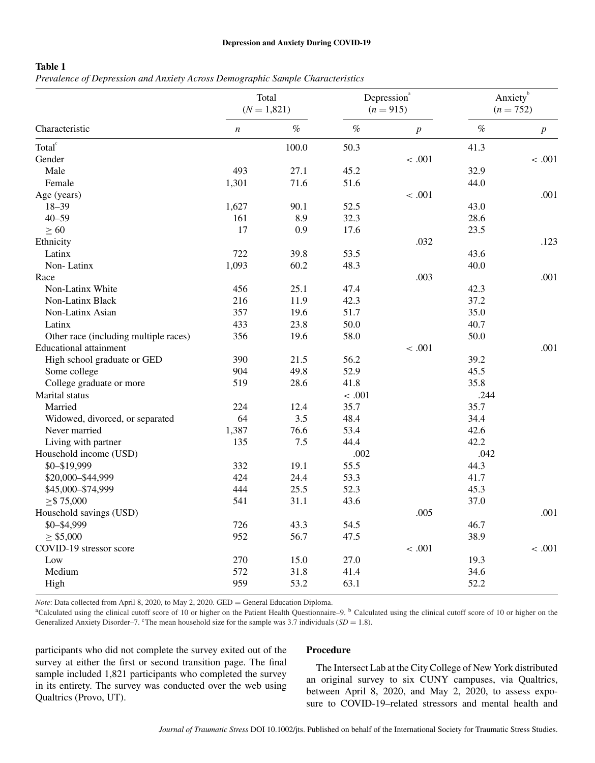**Table 1**
*Prevalence of Depression and Anxiety Across Demographic Sample Characteristics*

| Characteristic | Total ($N = 1{,}821$) | | Depression[a] ($n = 915$) | | Anxiety[b] ($n = 752$) | |
|---|---|---|---|---|---|---|
| | *n* | % | % | *p* | % | *p* |
| Total[c] | | 100.0 | 50.3 | | 41.3 | |
| Gender | | | | < .001 | | < .001 |
| Male | 493 | 27.1 | 45.2 | | 32.9 | |
| Female | 1,301 | 71.6 | 51.6 | | 44.0 | |
| Age (years) | | | | < .001 | | .001 |
| 18–39 | 1,627 | 90.1 | 52.5 | | 43.0 | |
| 40–59 | 161 | 8.9 | 32.3 | | 28.6 | |
| ≥ 60 | 17 | 0.9 | 17.6 | | 23.5 | |
| Ethnicity | | | | .032 | | .123 |
| Latinx | 722 | 39.8 | 53.5 | | 43.6 | |
| Non- Latinx | 1,093 | 60.2 | 48.3 | | 40.0 | |
| Race | | | | .003 | | .001 |
| Non-Latinx White | 456 | 25.1 | 47.4 | | 42.3 | |
| Non-Latinx Black | 216 | 11.9 | 42.3 | | 37.2 | |
| Non-Latinx Asian | 357 | 19.6 | 51.7 | | 35.0 | |
| Latinx | 433 | 23.8 | 50.0 | | 40.7 | |
| Other race (including multiple races) | 356 | 19.6 | 58.0 | | 50.0 | |
| Educational attainment | | | | < .001 | | .001 |
| High school graduate or GED | 390 | 21.5 | 56.2 | | 39.2 | |
| Some college | 904 | 49.8 | 52.9 | | 45.5 | |
| College graduate or more | 519 | 28.6 | 41.8 | | 35.8 | |
| Marital status | | | < .001 | | .244 | |
| Married | 224 | 12.4 | 35.7 | | 35.7 | |
| Widowed, divorced, or separated | 64 | 3.5 | 48.4 | | 34.4 | |
| Never married | 1,387 | 76.6 | 53.4 | | 42.6 | |
| Living with partner | 135 | 7.5 | 44.4 | | 42.2 | |
| Household income (USD) | | | .002 | | .042 | |
| $0–$19,999 | 332 | 19.1 | 55.5 | | 44.3 | |
| $20,000–$44,999 | 424 | 24.4 | 53.3 | | 41.7 | |
| $45,000–$74,999 | 444 | 25.5 | 52.3 | | 45.3 | |
| ≥$ 75,000 | 541 | 31.1 | 43.6 | | 37.0 | |
| Household savings (USD) | | | | .005 | | .001 |
| $0–$4,999 | 726 | 43.3 | 54.5 | | 46.7 | |
| ≥ $5,000 | 952 | 56.7 | 47.5 | | 38.9 | |
| COVID-19 stressor score | | | | < .001 | | < .001 |
| Low | 270 | 15.0 | 27.0 | | 19.3 | |
| Medium | 572 | 31.8 | 41.4 | | 34.6 | |
| High | 959 | 53.2 | 63.1 | | 52.2 | |

*Note*: Data collected from April 8, 2020, to May 2, 2020. GED = General Education Diploma.
[a]Calculated using the clinical cutoff score of 10 or higher on the Patient Health Questionnaire–9. [b] Calculated using the clinical cutoff score of 10 or higher on the Generalized Anxiety Disorder–7. [c]The mean household size for the sample was 3.7 individuals ($SD = 1.8$).

participants who did not complete the survey exited out of the survey at either the first or second transition page. The final sample included 1,821 participants who completed the survey in its entirety. The survey was conducted over the web using Qualtrics (Provo, UT).

## Procedure

The Intersect Lab at the City College of New York distributed an original survey to six CUNY campuses, via Qualtrics, between April 8, 2020, and May 2, 2020, to assess exposure to COVID-19–related stressors and mental health and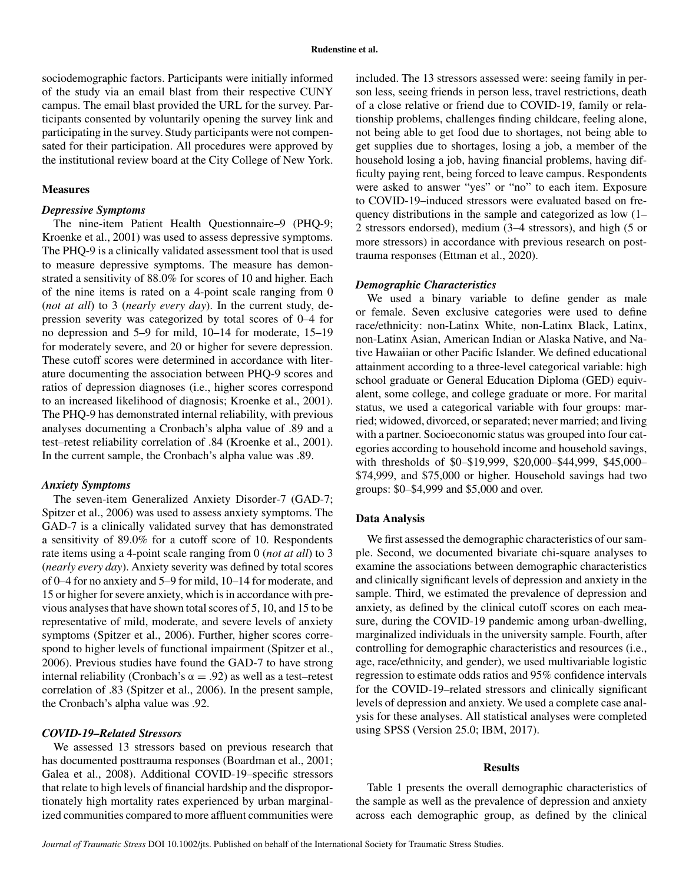sociodemographic factors. Participants were initially informed of the study via an email blast from their respective CUNY campus. The email blast provided the URL for the survey. Participants consented by voluntarily opening the survey link and participating in the survey. Study participants were not compensated for their participation. All procedures were approved by the institutional review board at the City College of New York.

### Measures

#### *Depressive Symptoms*

The nine-item Patient Health Questionnaire–9 (PHQ-9; Kroenke et al., 2001) was used to assess depressive symptoms. The PHQ-9 is a clinically validated assessment tool that is used to measure depressive symptoms. The measure has demonstrated a sensitivity of 88.0% for scores of 10 and higher. Each of the nine items is rated on a 4-point scale ranging from 0 (*not at all*) to 3 (*nearly every day*). In the current study, depression severity was categorized by total scores of 0–4 for no depression and 5–9 for mild, 10–14 for moderate, 15–19 for moderately severe, and 20 or higher for severe depression. These cutoff scores were determined in accordance with literature documenting the association between PHQ-9 scores and ratios of depression diagnoses (i.e., higher scores correspond to an increased likelihood of diagnosis; Kroenke et al., 2001). The PHQ-9 has demonstrated internal reliability, with previous analyses documenting a Cronbach's alpha value of .89 and a test–retest reliability correlation of .84 (Kroenke et al., 2001). In the current sample, the Cronbach's alpha value was .89.

#### *Anxiety Symptoms*

The seven-item Generalized Anxiety Disorder-7 (GAD-7; Spitzer et al., 2006) was used to assess anxiety symptoms. The GAD-7 is a clinically validated survey that has demonstrated a sensitivity of 89.0% for a cutoff score of 10. Respondents rate items using a 4-point scale ranging from 0 (*not at all*) to 3 (*nearly every day*). Anxiety severity was defined by total scores of 0–4 for no anxiety and 5–9 for mild, 10–14 for moderate, and 15 or higher for severe anxiety, which is in accordance with previous analyses that have shown total scores of 5, 10, and 15 to be representative of mild, moderate, and severe levels of anxiety symptoms (Spitzer et al., 2006). Further, higher scores correspond to higher levels of functional impairment (Spitzer et al., 2006). Previous studies have found the GAD-7 to have strong internal reliability (Cronbach's $\alpha = .92$) as well as a test–retest correlation of .83 (Spitzer et al., 2006). In the present sample, the Cronbach's alpha value was .92.

#### *COVID-19–Related Stressors*

We assessed 13 stressors based on previous research that has documented posttrauma responses (Boardman et al., 2001; Galea et al., 2008). Additional COVID-19–specific stressors that relate to high levels of financial hardship and the disproportionately high mortality rates experienced by urban marginalized communities compared to more affluent communities were included. The 13 stressors assessed were: seeing family in person less, seeing friends in person less, travel restrictions, death of a close relative or friend due to COVID-19, family or relationship problems, challenges finding childcare, feeling alone, not being able to get food due to shortages, not being able to get supplies due to shortages, losing a job, a member of the household losing a job, having financial problems, having difficulty paying rent, being forced to leave campus. Respondents were asked to answer "yes" or "no" to each item. Exposure to COVID-19–induced stressors were evaluated based on frequency distributions in the sample and categorized as low (1–2 stressors endorsed), medium (3–4 stressors), and high (5 or more stressors) in accordance with previous research on posttrauma responses (Ettman et al., 2020).

#### *Demographic Characteristics*

We used a binary variable to define gender as male or female. Seven exclusive categories were used to define race/ethnicity: non-Latinx White, non-Latinx Black, Latinx, non-Latinx Asian, American Indian or Alaska Native, and Native Hawaiian or other Pacific Islander. We defined educational attainment according to a three-level categorical variable: high school graduate or General Education Diploma (GED) equivalent, some college, and college graduate or more. For marital status, we used a categorical variable with four groups: married; widowed, divorced, or separated; never married; and living with a partner. Socioeconomic status was grouped into four categories according to household income and household savings, with thresholds of \$0–\$19,999, \$20,000–\$44,999, \$45,000–\$74,999, and \$75,000 or higher. Household savings had two groups: \$0–\$4,999 and \$5,000 and over.

### Data Analysis

We first assessed the demographic characteristics of our sample. Second, we documented bivariate chi-square analyses to examine the associations between demographic characteristics and clinically significant levels of depression and anxiety in the sample. Third, we estimated the prevalence of depression and anxiety, as defined by the clinical cutoff scores on each measure, during the COVID-19 pandemic among urban-dwelling, marginalized individuals in the university sample. Fourth, after controlling for demographic characteristics and resources (i.e., age, race/ethnicity, and gender), we used multivariable logistic regression to estimate odds ratios and 95% confidence intervals for the COVID-19–related stressors and clinically significant levels of depression and anxiety. We used a complete case analysis for these analyses. All statistical analyses were completed using SPSS (Version 25.0; IBM, 2017).

## Results

Table 1 presents the overall demographic characteristics of the sample as well as the prevalence of depression and anxiety across each demographic group, as defined by the clinical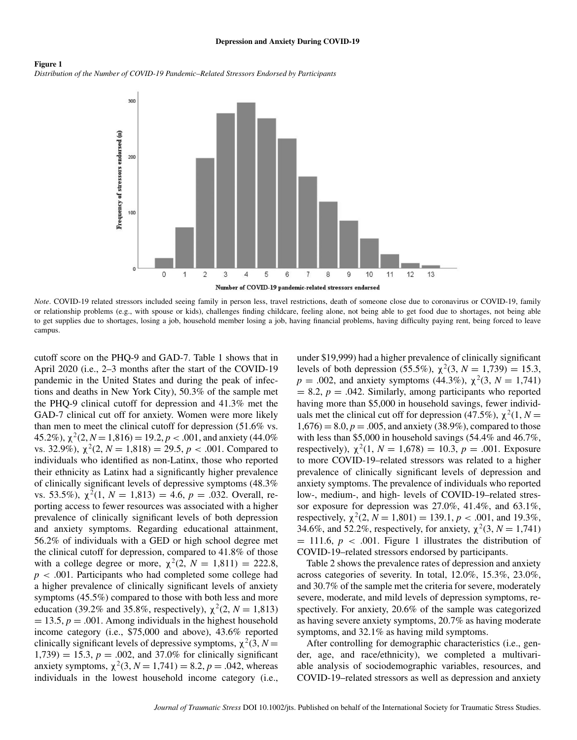**Figure 1**

*Distribution of the Number of COVID-19 Pandemic–Related Stressors Endorsed by Participants*

*Note*. COVID-19 related stressors included seeing family in person less, travel restrictions, death of someone close due to coronavirus or COVID-19, family or relationship problems (e.g., with spouse or kids), challenges finding childcare, feeling alone, not being able to get food due to shortages, not being able to get supplies due to shortages, losing a job, household member losing a job, having financial problems, having difficulty paying rent, being forced to leave campus.

cutoff score on the PHQ-9 and GAD-7. Table 1 shows that in April 2020 (i.e., 2–3 months after the start of the COVID-19 pandemic in the United States and during the peak of infections and deaths in New York City), 50.3% of the sample met the PHQ-9 clinical cutoff for depression and 41.3% met the GAD-7 clinical cut off for anxiety. Women were more likely than men to meet the clinical cutoff for depression (51.6% vs. 45.2%), $\chi^2(2, N = 1{,}816) = 19.2, p < .001$, and anxiety (44.0% vs. 32.9%), $\chi^2(2, N = 1{,}818) = 29.5, p < .001$. Compared to individuals who identified as non-Latinx, those who reported their ethnicity as Latinx had a significantly higher prevalence of clinically significant levels of depressive symptoms (48.3% vs. 53.5%), $\chi^2(1, N = 1{,}813) = 4.6, p = .032$. Overall, reporting access to fewer resources was associated with a higher prevalence of clinically significant levels of both depression and anxiety symptoms. Regarding educational attainment, 56.2% of individuals with a GED or high school degree met the clinical cutoff for depression, compared to 41.8% of those with a college degree or more, $\chi^2(2, N = 1{,}811) = 222.8$, $p < .001$. Participants who had completed some college had a higher prevalence of clinically significant levels of anxiety symptoms (45.5%) compared to those with both less and more education (39.2% and 35.8%, respectively), $\chi^2(2, N = 1{,}813) = 13.5, p = .001$. Among individuals in the highest household income category (i.e., $75,000 and above), 43.6% reported clinically significant levels of depressive symptoms, $\chi^2(3, N = 1{,}739) = 15.3, p = .002$, and 37.0% for clinically significant anxiety symptoms, $\chi^2(3, N = 1{,}741) = 8.2, p = .042$, whereas individuals in the lowest household income category (i.e., under $19,999) had a higher prevalence of clinically significant levels of both depression (55.5%), $\chi^2(3, N = 1{,}739) = 15.3$, $p = .002$, and anxiety symptoms (44.3%), $\chi^2(3, N = 1{,}741) = 8.2, p = .042$. Similarly, among participants who reported having more than $5,000 in household savings, fewer individuals met the clinical cut off for depression (47.5%), $\chi^2(1, N = 1{,}676) = 8.0, p = .005$, and anxiety (38.9%), compared to those with less than $5,000 in household savings (54.4% and 46.7%, respectively), $\chi^2(1, N = 1{,}678) = 10.3, p = .001$. Exposure to more COVID-19–related stressors was related to a higher prevalence of clinically significant levels of depression and anxiety symptoms. The prevalence of individuals who reported low-, medium-, and high- levels of COVID-19–related stressor exposure for depression was 27.0%, 41.4%, and 63.1%, respectively, $\chi^2(2, N = 1{,}801) = 139.1, p < .001$, and 19.3%, 34.6%, and 52.2%, respectively, for anxiety, $\chi^2(3, N = 1{,}741) = 111.6$, $p < .001$. Figure 1 illustrates the distribution of COVID-19–related stressors endorsed by participants.

Table 2 shows the prevalence rates of depression and anxiety across categories of severity. In total, 12.0%, 15.3%, 23.0%, and 30.7% of the sample met the criteria for severe, moderately severe, moderate, and mild levels of depression symptoms, respectively. For anxiety, 20.6% of the sample was categorized as having severe anxiety symptoms, 20.7% as having moderate symptoms, and 32.1% as having mild symptoms.

After controlling for demographic characteristics (i.e., gender, age, and race/ethnicity), we completed a multivariable analysis of sociodemographic variables, resources, and COVID-19–related stressors as well as depression and anxiety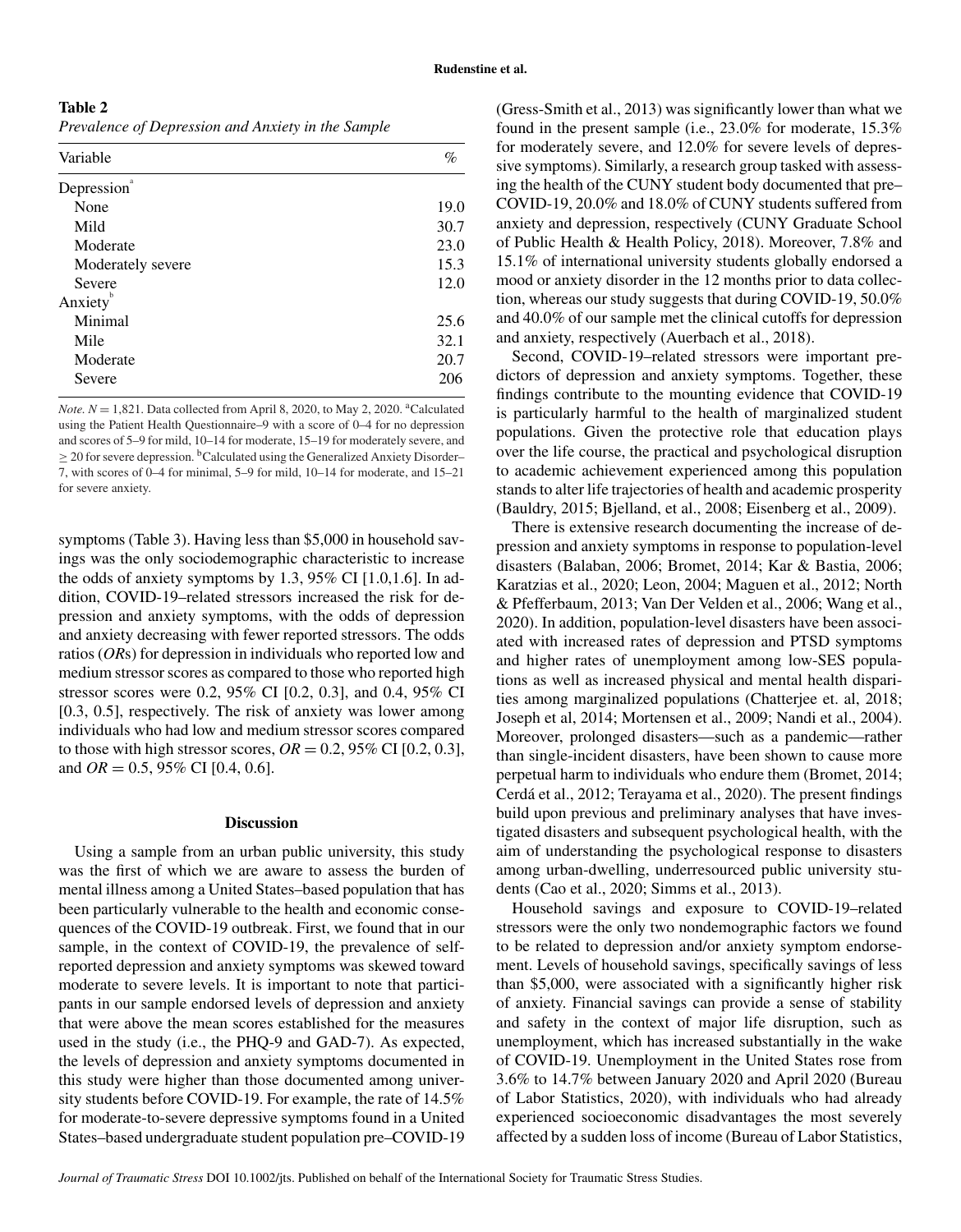**Table 2**
*Prevalence of Depression and Anxiety in the Sample*

| Variable | % |
|---|---|
| Depression[a] | |
| None | 19.0 |
| Mild | 30.7 |
| Moderate | 23.0 |
| Moderately severe | 15.3 |
| Severe | 12.0 |
| Anxiety[b] | |
| Minimal | 25.6 |
| Mile | 32.1 |
| Moderate | 20.7 |
| Severe | 206 |

*Note.* $N = 1{,}821$. Data collected from April 8, 2020, to May 2, 2020. [a]Calculated using the Patient Health Questionnaire–9 with a score of 0–4 for no depression and scores of 5–9 for mild, 10–14 for moderate, 15–19 for moderately severe, and $\geq 20$ for severe depression. [b]Calculated using the Generalized Anxiety Disorder–7, with scores of 0–4 for minimal, 5–9 for mild, 10–14 for moderate, and 15–21 for severe anxiety.

symptoms (Table 3). Having less than $5,000 in household savings was the only sociodemographic characteristic to increase the odds of anxiety symptoms by 1.3, 95% CI [1.0,1.6]. In addition, COVID-19–related stressors increased the risk for depression and anxiety symptoms, with the odds of depression and anxiety decreasing with fewer reported stressors. The odds ratios (*OR*s) for depression in individuals who reported low and medium stressor scores as compared to those who reported high stressor scores were 0.2, 95% CI [0.2, 0.3], and 0.4, 95% CI [0.3, 0.5], respectively. The risk of anxiety was lower among individuals who had low and medium stressor scores compared to those with high stressor scores, $OR = 0.2$, 95% CI [0.2, 0.3], and $OR = 0.5$, 95% CI [0.4, 0.6].

## Discussion

Using a sample from an urban public university, this study was the first of which we are aware to assess the burden of mental illness among a United States–based population that has been particularly vulnerable to the health and economic consequences of the COVID-19 outbreak. First, we found that in our sample, in the context of COVID-19, the prevalence of self-reported depression and anxiety symptoms was skewed toward moderate to severe levels. It is important to note that participants in our sample endorsed levels of depression and anxiety that were above the mean scores established for the measures used in the study (i.e., the PHQ-9 and GAD-7). As expected, the levels of depression and anxiety symptoms documented in this study were higher than those documented among university students before COVID-19. For example, the rate of 14.5% for moderate-to-severe depressive symptoms found in a United States–based undergraduate student population pre–COVID-19 (Gress-Smith et al., 2013) was significantly lower than what we found in the present sample (i.e., 23.0% for moderate, 15.3% for moderately severe, and 12.0% for severe levels of depressive symptoms). Similarly, a research group tasked with assessing the health of the CUNY student body documented that pre–COVID-19, 20.0% and 18.0% of CUNY students suffered from anxiety and depression, respectively (CUNY Graduate School of Public Health & Health Policy, 2018). Moreover, 7.8% and 15.1% of international university students globally endorsed a mood or anxiety disorder in the 12 months prior to data collection, whereas our study suggests that during COVID-19, 50.0% and 40.0% of our sample met the clinical cutoffs for depression and anxiety, respectively (Auerbach et al., 2018).

Second, COVID-19–related stressors were important predictors of depression and anxiety symptoms. Together, these findings contribute to the mounting evidence that COVID-19 is particularly harmful to the health of marginalized student populations. Given the protective role that education plays over the life course, the practical and psychological disruption to academic achievement experienced among this population stands to alter life trajectories of health and academic prosperity (Bauldry, 2015; Bjelland, et al., 2008; Eisenberg et al., 2009).

There is extensive research documenting the increase of depression and anxiety symptoms in response to population-level disasters (Balaban, 2006; Bromet, 2014; Kar & Bastia, 2006; Karatzias et al., 2020; Leon, 2004; Maguen et al., 2012; North & Pfefferbaum, 2013; Van Der Velden et al., 2006; Wang et al., 2020). In addition, population-level disasters have been associated with increased rates of depression and PTSD symptoms and higher rates of unemployment among low-SES populations as well as increased physical and mental health disparities among marginalized populations (Chatterjee et. al, 2018; Joseph et al, 2014; Mortensen et al., 2009; Nandi et al., 2004). Moreover, prolonged disasters—such as a pandemic—rather than single-incident disasters, have been shown to cause more perpetual harm to individuals who endure them (Bromet, 2014; Cerdá et al., 2012; Terayama et al., 2020). The present findings build upon previous and preliminary analyses that have investigated disasters and subsequent psychological health, with the aim of understanding the psychological response to disasters among urban-dwelling, underresourced public university students (Cao et al., 2020; Simms et al., 2013).

Household savings and exposure to COVID-19–related stressors were the only two nondemographic factors we found to be related to depression and/or anxiety symptom endorsement. Levels of household savings, specifically savings of less than $5,000, were associated with a significantly higher risk of anxiety. Financial savings can provide a sense of stability and safety in the context of major life disruption, such as unemployment, which has increased substantially in the wake of COVID-19. Unemployment in the United States rose from 3.6% to 14.7% between January 2020 and April 2020 (Bureau of Labor Statistics, 2020), with individuals who had already experienced socioeconomic disadvantages the most severely affected by a sudden loss of income (Bureau of Labor Statistics,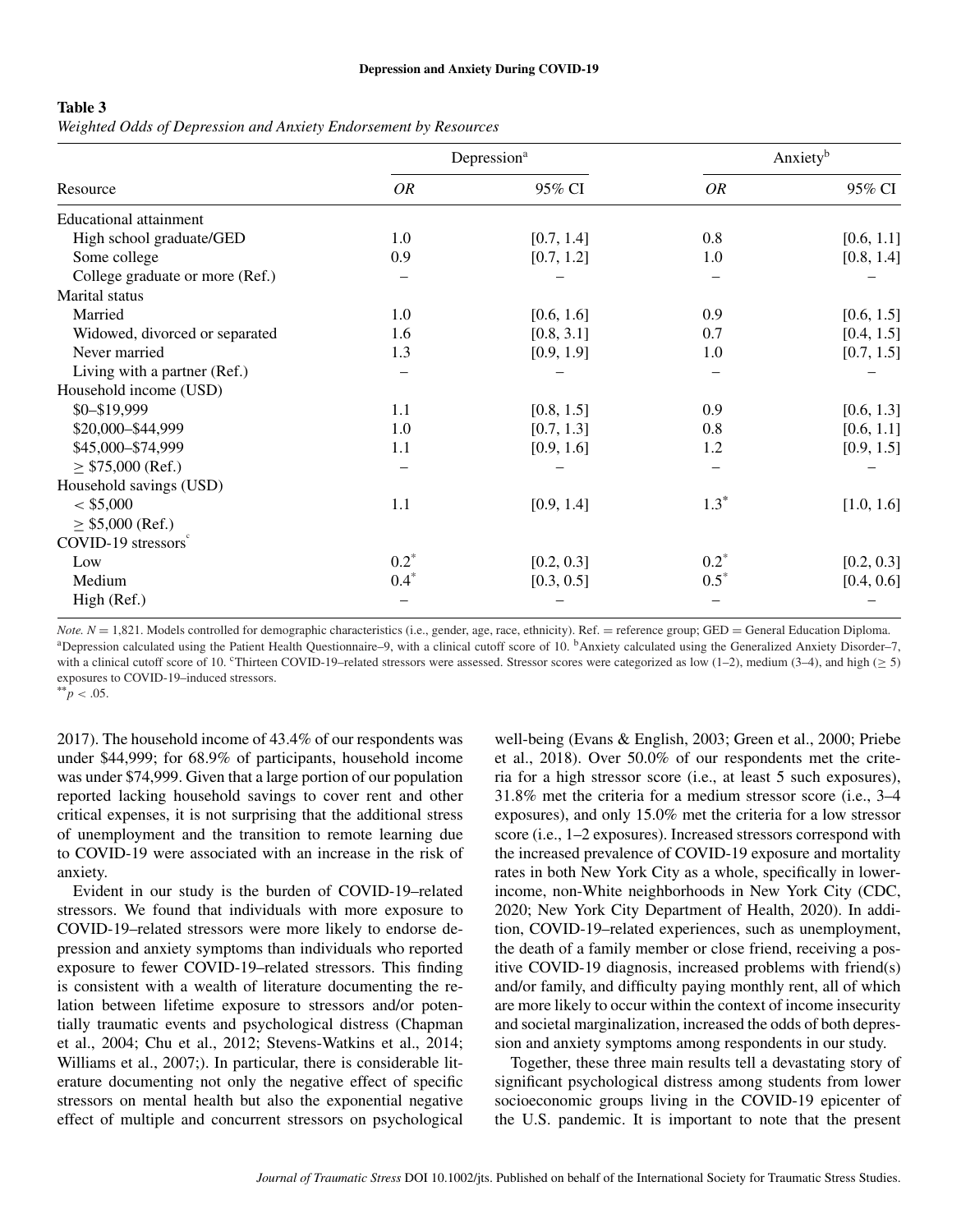**Table 3**
*Weighted Odds of Depression and Anxiety Endorsement by Resources*

| Resource | Depression[a] | | Anxiety[b] | |
|---|---|---|---|---|
| | *OR* | 95% CI | *OR* | 95% CI |
| Educational attainment | | | | |
| High school graduate/GED | 1.0 | [0.7, 1.4] | 0.8 | [0.6, 1.1] |
| Some college | 0.9 | [0.7, 1.2] | 1.0 | [0.8, 1.4] |
| College graduate or more (Ref.) | – | – | – | – |
| Marital status | | | | |
| Married | 1.0 | [0.6, 1.6] | 0.9 | [0.6, 1.5] |
| Widowed, divorced or separated | 1.6 | [0.8, 3.1] | 0.7 | [0.4, 1.5] |
| Never married | 1.3 | [0.9, 1.9] | 1.0 | [0.7, 1.5] |
| Living with a partner (Ref.) | – | – | – | – |
| Household income (USD) | | | | |
| \$0–\$19,999 | 1.1 | [0.8, 1.5] | 0.9 | [0.6, 1.3] |
| \$20,000–\$44,999 | 1.0 | [0.7, 1.3] | 0.8 | [0.6, 1.1] |
| \$45,000–\$74,999 | 1.1 | [0.9, 1.6] | 1.2 | [0.9, 1.5] |
| ≥ \$75,000 (Ref.) | – | – | – | – |
| Household savings (USD) | | | | |
| < \$5,000 | 1.1 | [0.9, 1.4] | 1.3* | [1.0, 1.6] |
| ≥ \$5,000 (Ref.) | | | | |
| COVID-19 stressors[c] | | | | |
| Low | 0.2* | [0.2, 0.3] | 0.2* | [0.2, 0.3] |
| Medium | 0.4* | [0.3, 0.5] | 0.5* | [0.4, 0.6] |
| High (Ref.) | – | – | – | – |

*Note.* $N = 1{,}821$. Models controlled for demographic characteristics (i.e., gender, age, race, ethnicity). Ref. = reference group; GED = General Education Diploma.
[a]Depression calculated using the Patient Health Questionnaire–9, with a clinical cutoff score of 10. [b]Anxiety calculated using the Generalized Anxiety Disorder–7, with a clinical cutoff score of 10. [c]Thirteen COVID-19–related stressors were assessed. Stressor scores were categorized as low (1–2), medium (3–4), and high (≥ 5) exposures to COVID-19–induced stressors.
**$p < .05$.

2017). The household income of 43.4% of our respondents was under \$44,999; for 68.9% of participants, household income was under \$74,999. Given that a large portion of our population reported lacking household savings to cover rent and other critical expenses, it is not surprising that the additional stress of unemployment and the transition to remote learning due to COVID-19 were associated with an increase in the risk of anxiety.

Evident in our study is the burden of COVID-19–related stressors. We found that individuals with more exposure to COVID-19–related stressors were more likely to endorse depression and anxiety symptoms than individuals who reported exposure to fewer COVID-19–related stressors. This finding is consistent with a wealth of literature documenting the relation between lifetime exposure to stressors and/or potentially traumatic events and psychological distress (Chapman et al., 2004; Chu et al., 2012; Stevens-Watkins et al., 2014; Williams et al., 2007;). In particular, there is considerable literature documenting not only the negative effect of specific stressors on mental health but also the exponential negative effect of multiple and concurrent stressors on psychological well-being (Evans & English, 2003; Green et al., 2000; Priebe et al., 2018). Over 50.0% of our respondents met the criteria for a high stressor score (i.e., at least 5 such exposures), 31.8% met the criteria for a medium stressor score (i.e., 3–4 exposures), and only 15.0% met the criteria for a low stressor score (i.e., 1–2 exposures). Increased stressors correspond with the increased prevalence of COVID-19 exposure and mortality rates in both New York City as a whole, specifically in lower-income, non-White neighborhoods in New York City (CDC, 2020; New York City Department of Health, 2020). In addition, COVID-19–related experiences, such as unemployment, the death of a family member or close friend, receiving a positive COVID-19 diagnosis, increased problems with friend(s) and/or family, and difficulty paying monthly rent, all of which are more likely to occur within the context of income insecurity and societal marginalization, increased the odds of both depression and anxiety symptoms among respondents in our study.

Together, these three main results tell a devastating story of significant psychological distress among students from lower socioeconomic groups living in the COVID-19 epicenter of the U.S. pandemic. It is important to note that the present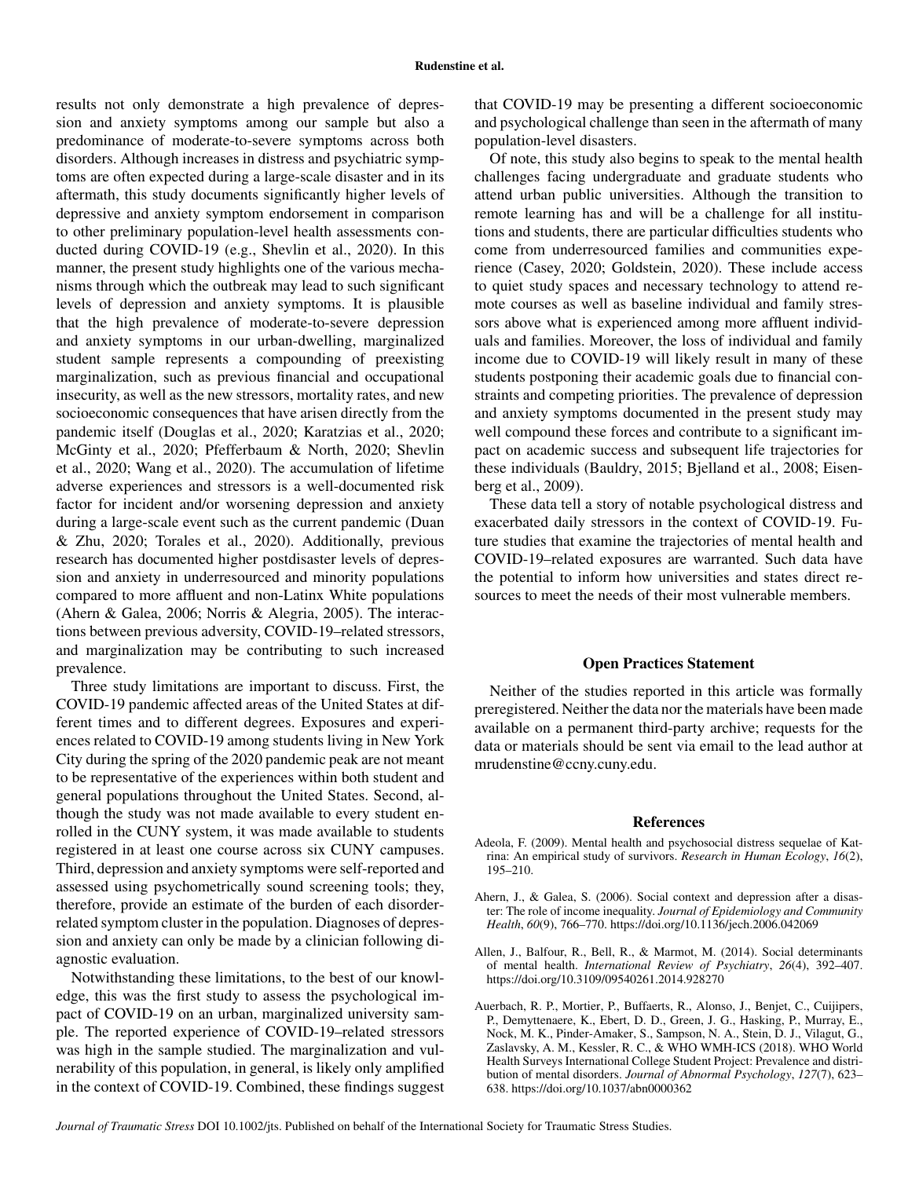results not only demonstrate a high prevalence of depression and anxiety symptoms among our sample but also a predominance of moderate-to-severe symptoms across both disorders. Although increases in distress and psychiatric symptoms are often expected during a large-scale disaster and in its aftermath, this study documents significantly higher levels of depressive and anxiety symptom endorsement in comparison to other preliminary population-level health assessments conducted during COVID-19 (e.g., Shevlin et al., 2020). In this manner, the present study highlights one of the various mechanisms through which the outbreak may lead to such significant levels of depression and anxiety symptoms. It is plausible that the high prevalence of moderate-to-severe depression and anxiety symptoms in our urban-dwelling, marginalized student sample represents a compounding of preexisting marginalization, such as previous financial and occupational insecurity, as well as the new stressors, mortality rates, and new socioeconomic consequences that have arisen directly from the pandemic itself (Douglas et al., 2020; Karatzias et al., 2020; McGinty et al., 2020; Pfefferbaum & North, 2020; Shevlin et al., 2020; Wang et al., 2020). The accumulation of lifetime adverse experiences and stressors is a well-documented risk factor for incident and/or worsening depression and anxiety during a large-scale event such as the current pandemic (Duan & Zhu, 2020; Torales et al., 2020). Additionally, previous research has documented higher postdisaster levels of depression and anxiety in underresourced and minority populations compared to more affluent and non-Latinx White populations (Ahern & Galea, 2006; Norris & Alegria, 2005). The interactions between previous adversity, COVID-19–related stressors, and marginalization may be contributing to such increased prevalence.

Three study limitations are important to discuss. First, the COVID-19 pandemic affected areas of the United States at different times and to different degrees. Exposures and experiences related to COVID-19 among students living in New York City during the spring of the 2020 pandemic peak are not meant to be representative of the experiences within both student and general populations throughout the United States. Second, although the study was not made available to every student enrolled in the CUNY system, it was made available to students registered in at least one course across six CUNY campuses. Third, depression and anxiety symptoms were self-reported and assessed using psychometrically sound screening tools; they, therefore, provide an estimate of the burden of each disorder-related symptom cluster in the population. Diagnoses of depression and anxiety can only be made by a clinician following diagnostic evaluation.

Notwithstanding these limitations, to the best of our knowledge, this was the first study to assess the psychological impact of COVID-19 on an urban, marginalized university sample. The reported experience of COVID-19–related stressors was high in the sample studied. The marginalization and vulnerability of this population, in general, is likely only amplified in the context of COVID-19. Combined, these findings suggest that COVID-19 may be presenting a different socioeconomic and psychological challenge than seen in the aftermath of many population-level disasters.

Of note, this study also begins to speak to the mental health challenges facing undergraduate and graduate students who attend urban public universities. Although the transition to remote learning has and will be a challenge for all institutions and students, there are particular difficulties students who come from underresourced families and communities experience (Casey, 2020; Goldstein, 2020). These include access to quiet study spaces and necessary technology to attend remote courses as well as baseline individual and family stressors above what is experienced among more affluent individuals and families. Moreover, the loss of individual and family income due to COVID-19 will likely result in many of these students postponing their academic goals due to financial constraints and competing priorities. The prevalence of depression and anxiety symptoms documented in the present study may well compound these forces and contribute to a significant impact on academic success and subsequent life trajectories for these individuals (Bauldry, 2015; Bjelland et al., 2008; Eisenberg et al., 2009).

These data tell a story of notable psychological distress and exacerbated daily stressors in the context of COVID-19. Future studies that examine the trajectories of mental health and COVID-19–related exposures are warranted. Such data have the potential to inform how universities and states direct resources to meet the needs of their most vulnerable members.

## Open Practices Statement

Neither of the studies reported in this article was formally preregistered. Neither the data nor the materials have been made available on a permanent third-party archive; requests for the data or materials should be sent via email to the lead author at mrudenstine@ccny.cuny.edu.

## References

Adeola, F. (2009). Mental health and psychosocial distress sequelae of Katrina: An empirical study of survivors. *Research in Human Ecology*, *16*(2), 195–210.

Ahern, J., & Galea, S. (2006). Social context and depression after a disaster: The role of income inequality. *Journal of Epidemiology and Community Health*, *60*(9), 766–770. https://doi.org/10.1136/jech.2006.042069

Allen, J., Balfour, R., Bell, R., & Marmot, M. (2014). Social determinants of mental health. *International Review of Psychiatry*, *26*(4), 392–407. https://doi.org/10.3109/09540261.2014.928270

Auerbach, R. P., Mortier, P., Buffaerts, R., Alonso, J., Benjet, C., Cuijipers, P., Demyttenaere, K., Ebert, D. D., Green, J. G., Hasking, P., Murray, E., Nock, M. K., Pinder-Amaker, S., Sampson, N. A., Stein, D. J., Vilagut, G., Zaslavsky, A. M., Kessler, R. C., & WHO WMH-ICS (2018). WHO World Health Surveys International College Student Project: Prevalence and distribution of mental disorders. *Journal of Abnormal Psychology*, *127*(7), 623–638. https://doi.org/10.1037/abn0000362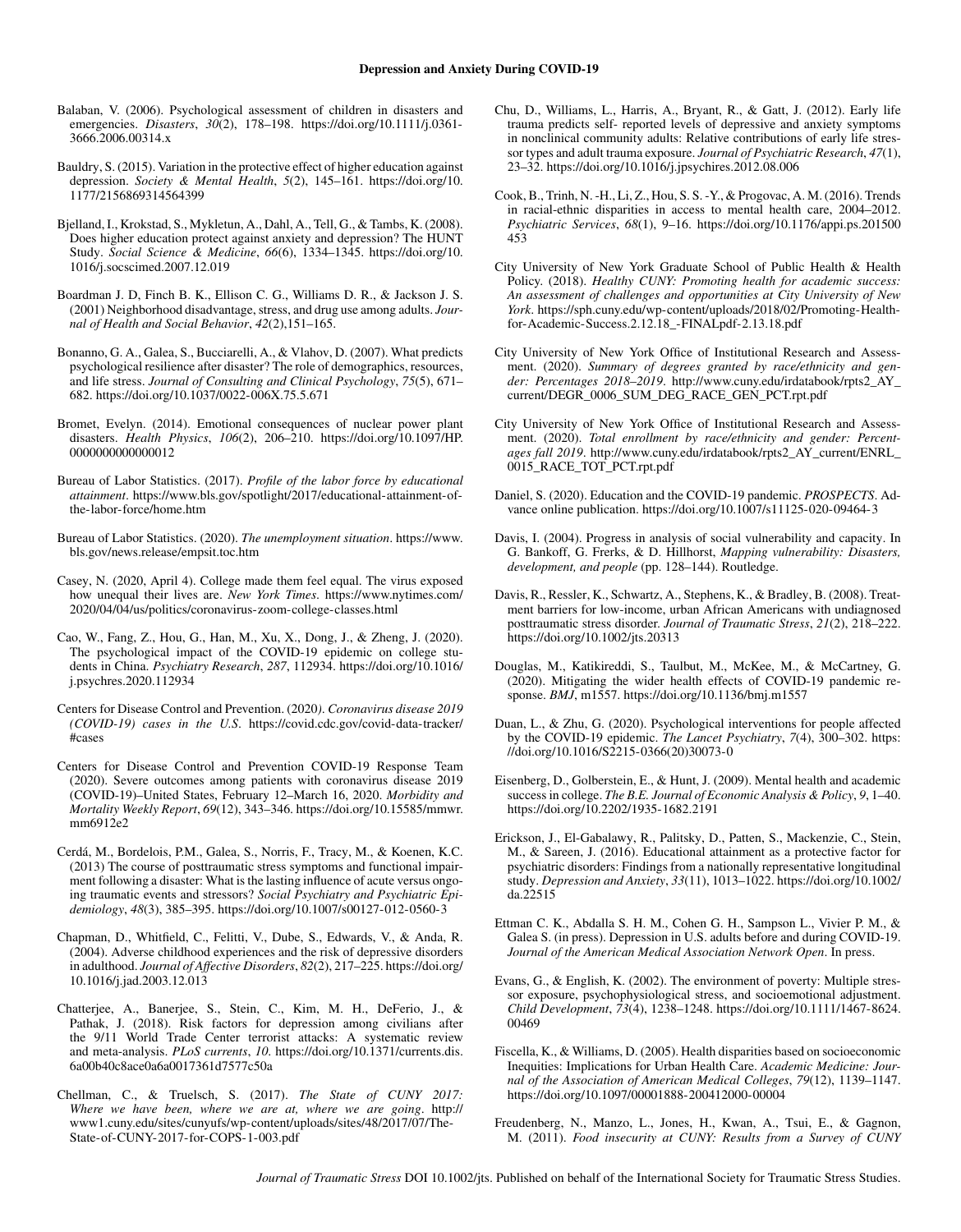Balaban, V. (2006). Psychological assessment of children in disasters and emergencies. *Disasters*, *30*(2), 178–198. https://doi.org/10.1111/j.0361-3666.2006.00314.x

Bauldry, S. (2015). Variation in the protective effect of higher education against depression. *Society & Mental Health*, *5*(2), 145–161. https://doi.org/10.1177/2156869314564399

Bjelland, I., Krokstad, S., Mykletun, A., Dahl, A., Tell, G., & Tambs, K. (2008). Does higher education protect against anxiety and depression? The HUNT Study. *Social Science & Medicine*, *66*(6), 1334–1345. https://doi.org/10.1016/j.socscimed.2007.12.019

Boardman J. D, Finch B. K., Ellison C. G., Williams D. R., & Jackson J. S. (2001) Neighborhood disadvantage, stress, and drug use among adults. *Journal of Health and Social Behavior*, *42*(2),151–165.

Bonanno, G. A., Galea, S., Bucciarelli, A., & Vlahov, D. (2007). What predicts psychological resilience after disaster? The role of demographics, resources, and life stress. *Journal of Consulting and Clinical Psychology*, *75*(5), 671–682. https://doi.org/10.1037/0022-006X.75.5.671

Bromet, Evelyn. (2014). Emotional consequences of nuclear power plant disasters. *Health Physics*, *106*(2), 206–210. https://doi.org/10.1097/HP.0000000000000012

Bureau of Labor Statistics. (2017). *Profile of the labor force by educational attainment*. https://www.bls.gov/spotlight/2017/educational-attainment-of-the-labor-force/home.htm

Bureau of Labor Statistics. (2020). *The unemployment situation*. https://www.bls.gov/news.release/empsit.toc.htm

Casey, N. (2020, April 4). College made them feel equal. The virus exposed how unequal their lives are. *New York Times*. https://www.nytimes.com/2020/04/04/us/politics/coronavirus-zoom-college-classes.html

Cao, W., Fang, Z., Hou, G., Han, M., Xu, X., Dong, J., & Zheng, J. (2020). The psychological impact of the COVID-19 epidemic on college students in China. *Psychiatry Research*, *287*, 112934. https://doi.org/10.1016/j.psychres.2020.112934

Centers for Disease Control and Prevention. (2020*). Coronavirus disease 2019 (COVID-19) cases in the U.S.* https://covid.cdc.gov/covid-data-tracker/#cases

Centers for Disease Control and Prevention COVID-19 Response Team (2020). Severe outcomes among patients with coronavirus disease 2019 (COVID-19)–United States, February 12–March 16, 2020. *Morbidity and Mortality Weekly Report*, *69*(12), 343–346. https://doi.org/10.15585/mmwr.mm6912e2

Cerdá, M., Bordelois, P.M., Galea, S., Norris, F., Tracy, M., & Koenen, K.C. (2013) The course of posttraumatic stress symptoms and functional impairment following a disaster: What is the lasting influence of acute versus ongoing traumatic events and stressors? *Social Psychiatry and Psychiatric Epidemiology*, *48*(3), 385–395. https://doi.org/10.1007/s00127-012-0560-3

Chapman, D., Whitfield, C., Felitti, V., Dube, S., Edwards, V., & Anda, R. (2004). Adverse childhood experiences and the risk of depressive disorders in adulthood. *Journal of Affective Disorders*, *82*(2), 217–225. https://doi.org/10.1016/j.jad.2003.12.013

Chatterjee, A., Banerjee, S., Stein, C., Kim, M. H., DeFerio, J., & Pathak, J. (2018). Risk factors for depression among civilians after the 9/11 World Trade Center terrorist attacks: A systematic review and meta-analysis. *PLoS currents*, *10*. https://doi.org/10.1371/currents.dis.6a00b40c8ace0a6a0017361d7577c50a

Chellman, C., & Truelsch, S. (2017). *The State of CUNY 2017: Where we have been, where we are at, where we are going*. http://www1.cuny.edu/sites/cunyufs/wp-content/uploads/sites/48/2017/07/The-State-of-CUNY-2017-for-COPS-1-003.pdf

Chu, D., Williams, L., Harris, A., Bryant, R., & Gatt, J. (2012). Early life trauma predicts self- reported levels of depressive and anxiety symptoms in nonclinical community adults: Relative contributions of early life stressor types and adult trauma exposure. *Journal of Psychiatric Research*, *47*(1), 23–32. https://doi.org/10.1016/j.jpsychires.2012.08.006

Cook, B., Trinh, N. -H., Li, Z., Hou, S. S. -Y., & Progovac, A. M. (2016). Trends in racial-ethnic disparities in access to mental health care, 2004–2012. *Psychiatric Services*, *68*(1), 9–16. https://doi.org/10.1176/appi.ps.201500453

City University of New York Graduate School of Public Health & Health Policy. (2018). *Healthy CUNY: Promoting health for academic success: An assessment of challenges and opportunities at City University of New York*. https://sph.cuny.edu/wp-content/uploads/2018/02/Promoting-Health-for-Academic-Success.2.12.18_-FINALpdf-2.13.18.pdf

City University of New York Office of Institutional Research and Assessment. (2020). *Summary of degrees granted by race/ethnicity and gender: Percentages 2018–2019*. http://www.cuny.edu/irdatabook/rpts2_AY_current/DEGR_0006_SUM_DEG_RACE_GEN_PCT.rpt.pdf

City University of New York Office of Institutional Research and Assessment. (2020). *Total enrollment by race/ethnicity and gender: Percentages fall 2019*. http://www.cuny.edu/irdatabook/rpts2_AY_current/ENRL_0015_RACE_TOT_PCT.rpt.pdf

Daniel, S. (2020). Education and the COVID-19 pandemic. *PROSPECTS*. Advance online publication. https://doi.org/10.1007/s11125-020-09464-3

Davis, I. (2004). Progress in analysis of social vulnerability and capacity. In G. Bankoff, G. Frerks, & D. Hillhorst, *Mapping vulnerability: Disasters, development, and people* (pp. 128–144). Routledge.

Davis, R., Ressler, K., Schwartz, A., Stephens, K., & Bradley, B. (2008). Treatment barriers for low-income, urban African Americans with undiagnosed posttraumatic stress disorder. *Journal of Traumatic Stress*, *21*(2), 218–222. https://doi.org/10.1002/jts.20313

Douglas, M., Katikireddi, S., Taulbut, M., McKee, M., & McCartney, G. (2020). Mitigating the wider health effects of COVID-19 pandemic response. *BMJ*, m1557. https://doi.org/10.1136/bmj.m1557

Duan, L., & Zhu, G. (2020). Psychological interventions for people affected by the COVID-19 epidemic. *The Lancet Psychiatry*, *7*(4), 300–302. https://doi.org/10.1016/S2215-0366(20)30073-0

Eisenberg, D., Golberstein, E., & Hunt, J. (2009). Mental health and academic success in college. *The B.E. Journal of Economic Analysis & Policy*, *9*, 1–40. https://doi.org/10.2202/1935-1682.2191

Erickson, J., El-Gabalawy, R., Palitsky, D., Patten, S., Mackenzie, C., Stein, M., & Sareen, J. (2016). Educational attainment as a protective factor for psychiatric disorders: Findings from a nationally representative longitudinal study. *Depression and Anxiety*, *33*(11), 1013–1022. https://doi.org/10.1002/da.22515

Ettman C. K., Abdalla S. H. M., Cohen G. H., Sampson L., Vivier P. M., & Galea S. (in press). Depression in U.S. adults before and during COVID-19. *Journal of the American Medical Association Network Open*. In press.

Evans, G., & English, K. (2002). The environment of poverty: Multiple stressor exposure, psychophysiological stress, and socioemotional adjustment. *Child Development*, *73*(4), 1238–1248. https://doi.org/10.1111/1467-8624.00469

Fiscella, K., & Williams, D. (2005). Health disparities based on socioeconomic Inequities: Implications for Urban Health Care. *Academic Medicine: Journal of the Association of American Medical Colleges*, *79*(12), 1139–1147. https://doi.org/10.1097/00001888-200412000-00004

Freudenberg, N., Manzo, L., Jones, H., Kwan, A., Tsui, E., & Gagnon, M. (2011). *Food insecurity at CUNY: Results from a Survey of CUNY*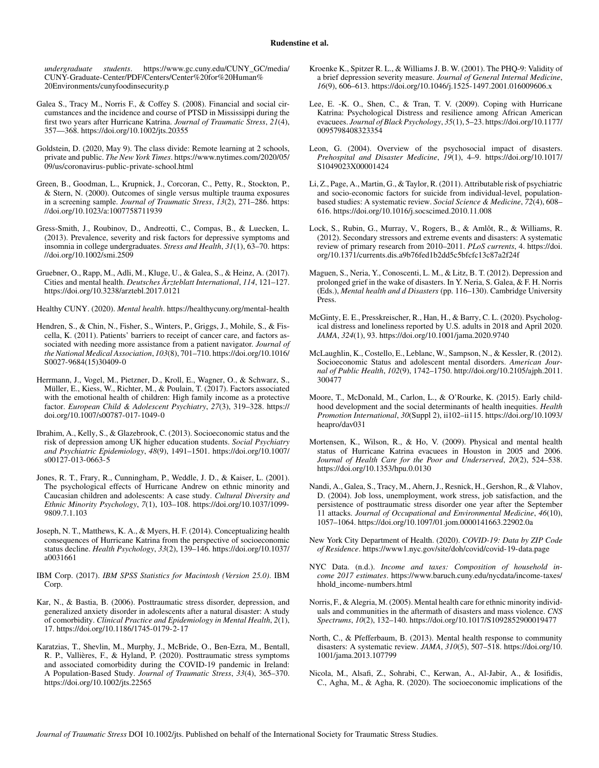*undergraduate students*. https://www.gc.cuny.edu/CUNY_GC/media/CUNY-Graduate-Center/PDF/Centers/Center%20for%20Human%20Environments/cunyfoodinsecurity.p

Galea S., Tracy M., Norris F., & Coffey S. (2008). Financial and social circumstances and the incidence and course of PTSD in Mississippi during the first two years after Hurricane Katrina. *Journal of Traumatic Stress*, *21*(4), 357—368. https://doi.org/10.1002/jts.20355

Goldstein, D. (2020, May 9). The class divide: Remote learning at 2 schools, private and public. *The New York Times*. https://www.nytimes.com/2020/05/09/us/coronavirus-public-private-school.html

Green, B., Goodman, L., Krupnick, J., Corcoran, C., Petty, R., Stockton, P., & Stern, N. (2000). Outcomes of single versus multiple trauma exposures in a screening sample. *Journal of Traumatic Stress*, *13*(2), 271–286. https://doi.org/10.1023/a:1007758711939

Gress-Smith, J., Roubinov, D., Andreotti, C., Compas, B., & Luecken, L. (2013). Prevalence, severity and risk factors for depressive symptoms and insomnia in college undergraduates. *Stress and Health*, *31*(1), 63–70. https://doi.org/10.1002/smi.2509

Gruebner, O., Rapp, M., Adli, M., Kluge, U., & Galea, S., & Heinz, A. (2017). Cities and mental health. *Deutsches Ärzteblatt International*, *114*, 121–127. https://doi.org/10.3238/arztebl.2017.0121

Healthy CUNY. (2020). *Mental health*. https://healthycuny.org/mental-health

Hendren, S., & Chin, N., Fisher, S., Winters, P., Griggs, J., Mohile, S., & Fiscella, K. (2011). Patients' barriers to receipt of cancer care, and factors associated with needing more assistance from a patient navigator. *Journal of the National Medical Association*, *103*(8), 701–710. https://doi.org/10.1016/S0027-9684(15)30409-0

Herrmann, J., Vogel, M., Pietzner, D., Kroll, E., Wagner, O., & Schwarz, S., Müller, E., Kiess, W., Richter, M., & Poulain, T. (2017). Factors associated with the emotional health of children: High family income as a protective factor. *European Child & Adolescent Psychiatry*, *27*(3), 319–328. https://doi.org/10.1007/s00787-017-1049-0

Ibrahim, A., Kelly, S., & Glazebrook, C. (2013). Socioeconomic status and the risk of depression among UK higher education students. *Social Psychiatry and Psychiatric Epidemiology*, *48*(9), 1491–1501. https://doi.org/10.1007/s00127-013-0663-5

Jones, R. T., Frary, R., Cunningham, P., Weddle, J. D., & Kaiser, L. (2001). The psychological effects of Hurricane Andrew on ethnic minority and Caucasian children and adolescents: A case study. *Cultural Diversity and Ethnic Minority Psychology*, *7*(1), 103–108. https://doi.org/10.1037/1099-9809.7.1.103

Joseph, N. T., Matthews, K. A., & Myers, H. F. (2014). Conceptualizing health consequences of Hurricane Katrina from the perspective of socioeconomic status decline. *Health Psychology*, *33*(2), 139–146. https://doi.org/10.1037/a0031661

IBM Corp. (2017). *IBM SPSS Statistics for Macintosh (Version 25.0)*. IBM Corp.

Kar, N., & Bastia, B. (2006). Posttraumatic stress disorder, depression, and generalized anxiety disorder in adolescents after a natural disaster: A study of comorbidity. *Clinical Practice and Epidemiology in Mental Health*, *2*(1), 17. https://doi.org/10.1186/1745-0179-2-17

Karatzias, T., Shevlin, M., Murphy, J., McBride, O., Ben-Ezra, M., Bentall, R. P., Vallières, F., & Hyland, P. (2020). Posttraumatic stress symptoms and associated comorbidity during the COVID-19 pandemic in Ireland: A Population-Based Study. *Journal of Traumatic Stress*, *33*(4), 365–370. https://doi.org/10.1002/jts.22565

Kroenke K., Spitzer R. L., & Williams J. B. W. (2001). The PHQ-9: Validity of a brief depression severity measure. *Journal of General Internal Medicine*, *16*(9), 606–613. https://doi.org/10.1046/j.1525-1497.2001.016009606.x

Lee, E. -K. O., Shen, C., & Tran, T. V. (2009). Coping with Hurricane Katrina: Psychological Distress and resilience among African American evacuees. *Journal of Black Psychology*, *35*(1), 5–23. https://doi.org/10.1177/0095798408323354

Leon, G. (2004). Overview of the psychosocial impact of disasters. *Prehospital and Disaster Medicine*, *19*(1), 4–9. https://doi.org/10.1017/S1049023X00001424

Li, Z., Page, A., Martin, G., & Taylor, R. (2011). Attributable risk of psychiatric and socio-economic factors for suicide from individual-level, population-based studies: A systematic review. *Social Science & Medicine*, *72*(4), 608–616. https://doi.org/10.1016/j.socscimed.2010.11.008

Lock, S., Rubin, G., Murray, V., Rogers, B., & Amlôt, R., & Williams, R. (2012). Secondary stressors and extreme events and disasters: A systematic review of primary research from 2010–2011. *PLoS currents*, 4. https://doi.org/10.1371/currents.dis.a9b76fed1b2dd5c5bfcfc13c87a2f24f

Maguen, S., Neria, Y., Conoscenti, L. M., & Litz, B. T. (2012). Depression and prolonged grief in the wake of disasters. In Y. Neria, S. Galea, & F. H. Norris (Eds.), *Mental health and d Disasters* (pp. 116–130). Cambridge University Press.

McGinty, E. E., Presskreischer, R., Han, H., & Barry, C. L. (2020). Psychological distress and loneliness reported by U.S. adults in 2018 and April 2020. *JAMA*, *324*(1), 93. https://doi.org/10.1001/jama.2020.9740

McLaughlin, K., Costello, E., Leblanc, W., Sampson, N., & Kessler, R. (2012). Socioeconomic Status and adolescent mental disorders. *American Journal of Public Health*, *102*(9), 1742–1750. http://doi.org/10.2105/ajph.2011.300477

Moore, T., McDonald, M., Carlon, L., & O'Rourke, K. (2015). Early childhood development and the social determinants of health inequities. *Health Promotion International*, *30*(Suppl 2), ii102–ii115. https://doi.org/10.1093/heapro/dav031

Mortensen, K., Wilson, R., & Ho, V. (2009). Physical and mental health status of Hurricane Katrina evacuees in Houston in 2005 and 2006. *Journal of Health Care for the Poor and Underserved*, *20*(2), 524–538. https://doi.org/10.1353/hpu.0.0130

Nandi, A., Galea, S., Tracy, M., Ahern, J., Resnick, H., Gershon, R., & Vlahov, D. (2004). Job loss, unemployment, work stress, job satisfaction, and the persistence of posttraumatic stress disorder one year after the September 11 attacks. *Journal of Occupational and Environmental Medicine*, *46*(10), 1057–1064. https://doi.org/10.1097/01.jom.0000141663.22902.0a

New York City Department of Health. (2020). *COVID-19: Data by ZIP Code of Residence*. https://www1.nyc.gov/site/doh/covid/covid-19-data.page

NYC Data. (n.d.). *Income and taxes: Composition of household income 2017 estimates*. https://www.baruch.cuny.edu/nycdata/income-taxes/hhold_income-numbers.html

Norris, F., & Alegria, M. (2005). Mental health care for ethnic minority individuals and communities in the aftermath of disasters and mass violence. *CNS Spectrums*, *10*(2), 132–140. https://doi.org/10.1017/S1092852900019477

North, C., & Pfefferbaum, B. (2013). Mental health response to community disasters: A systematic review. *JAMA*, *310*(5), 507–518. https://doi.org/10.1001/jama.2013.107799

Nicola, M., Alsafi, Z., Sohrabi, C., Kerwan, A., Al-Jabir, A., & Iosifidis, C., Agha, M., & Agha, R. (2020). The socioeconomic implications of the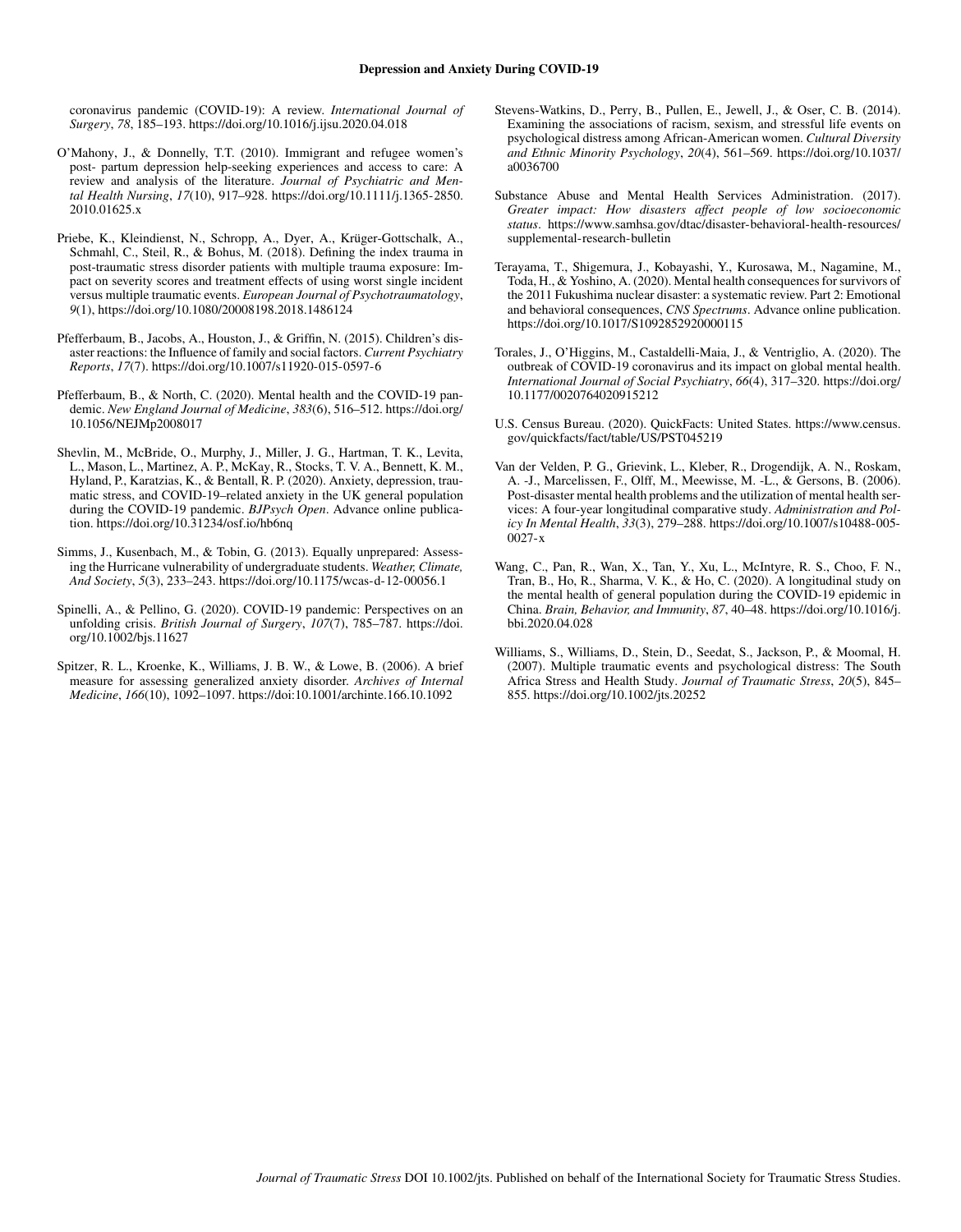coronavirus pandemic (COVID-19): A review. *International Journal of Surgery*, *78*, 185–193. https://doi.org/10.1016/j.ijsu.2020.04.018

O'Mahony, J., & Donnelly, T.T. (2010). Immigrant and refugee women's post- partum depression help-seeking experiences and access to care: A review and analysis of the literature. *Journal of Psychiatric and Mental Health Nursing*, *17*(10), 917–928. https://doi.org/10.1111/j.1365-2850.2010.01625.x

Priebe, K., Kleindienst, N., Schropp, A., Dyer, A., Krüger-Gottschalk, A., Schmahl, C., Steil, R., & Bohus, M. (2018). Defining the index trauma in post-traumatic stress disorder patients with multiple trauma exposure: Impact on severity scores and treatment effects of using worst single incident versus multiple traumatic events. *European Journal of Psychotraumatology*, *9*(1), https://doi.org/10.1080/20008198.2018.1486124

Pfefferbaum, B., Jacobs, A., Houston, J., & Griffin, N. (2015). Children's disaster reactions: the Influence of family and social factors. *Current Psychiatry Reports*, *17*(7). https://doi.org/10.1007/s11920-015-0597-6

Pfefferbaum, B., & North, C. (2020). Mental health and the COVID-19 pandemic. *New England Journal of Medicine*, *383*(6), 516–512. https://doi.org/10.1056/NEJMp2008017

Shevlin, M., McBride, O., Murphy, J., Miller, J. G., Hartman, T. K., Levita, L., Mason, L., Martinez, A. P., McKay, R., Stocks, T. V. A., Bennett, K. M., Hyland, P., Karatzias, K., & Bentall, R. P. (2020). Anxiety, depression, traumatic stress, and COVID-19–related anxiety in the UK general population during the COVID-19 pandemic. *BJPsych Open*. Advance online publication. https://doi.org/10.31234/osf.io/hb6nq

Simms, J., Kusenbach, M., & Tobin, G. (2013). Equally unprepared: Assessing the Hurricane vulnerability of undergraduate students. *Weather, Climate, And Society*, *5*(3), 233–243. https://doi.org/10.1175/wcas-d-12-00056.1

Spinelli, A., & Pellino, G. (2020). COVID-19 pandemic: Perspectives on an unfolding crisis. *British Journal of Surgery*, *107*(7), 785–787. https://doi.org/10.1002/bjs.11627

Spitzer, R. L., Kroenke, K., Williams, J. B. W., & Lowe, B. (2006). A brief measure for assessing generalized anxiety disorder. *Archives of Internal Medicine*, *166*(10), 1092–1097. https://doi:10.1001/archinte.166.10.1092

Stevens-Watkins, D., Perry, B., Pullen, E., Jewell, J., & Oser, C. B. (2014). Examining the associations of racism, sexism, and stressful life events on psychological distress among African-American women. *Cultural Diversity and Ethnic Minority Psychology*, *20*(4), 561–569. https://doi.org/10.1037/a0036700

Substance Abuse and Mental Health Services Administration. (2017). *Greater impact: How disasters affect people of low socioeconomic status*. https://www.samhsa.gov/dtac/disaster-behavioral-health-resources/supplemental-research-bulletin

Terayama, T., Shigemura, J., Kobayashi, Y., Kurosawa, M., Nagamine, M., Toda, H., & Yoshino, A. (2020). Mental health consequences for survivors of the 2011 Fukushima nuclear disaster: a systematic review. Part 2: Emotional and behavioral consequences, *CNS Spectrums*. Advance online publication. https://doi.org/10.1017/S1092852920000115

Torales, J., O'Higgins, M., Castaldelli-Maia, J., & Ventriglio, A. (2020). The outbreak of COVID-19 coronavirus and its impact on global mental health. *International Journal of Social Psychiatry*, *66*(4), 317–320. https://doi.org/10.1177/0020764020915212

U.S. Census Bureau. (2020). QuickFacts: United States. https://www.census.gov/quickfacts/fact/table/US/PST045219

Van der Velden, P. G., Grievink, L., Kleber, R., Drogendijk, A. N., Roskam, A. -J., Marcelissen, F., Olff, M., Meewisse, M. -L., & Gersons, B. (2006). Post-disaster mental health problems and the utilization of mental health services: A four-year longitudinal comparative study. *Administration and Policy In Mental Health*, *33*(3), 279–288. https://doi.org/10.1007/s10488-005-0027-x

Wang, C., Pan, R., Wan, X., Tan, Y., Xu, L., McIntyre, R. S., Choo, F. N., Tran, B., Ho, R., Sharma, V. K., & Ho, C. (2020). A longitudinal study on the mental health of general population during the COVID-19 epidemic in China. *Brain, Behavior, and Immunity*, *87*, 40–48. https://doi.org/10.1016/j.bbi.2020.04.028

Williams, S., Williams, D., Stein, D., Seedat, S., Jackson, P., & Moomal, H. (2007). Multiple traumatic events and psychological distress: The South Africa Stress and Health Study. *Journal of Traumatic Stress*, *20*(5), 845–855. https://doi.org/10.1002/jts.20252